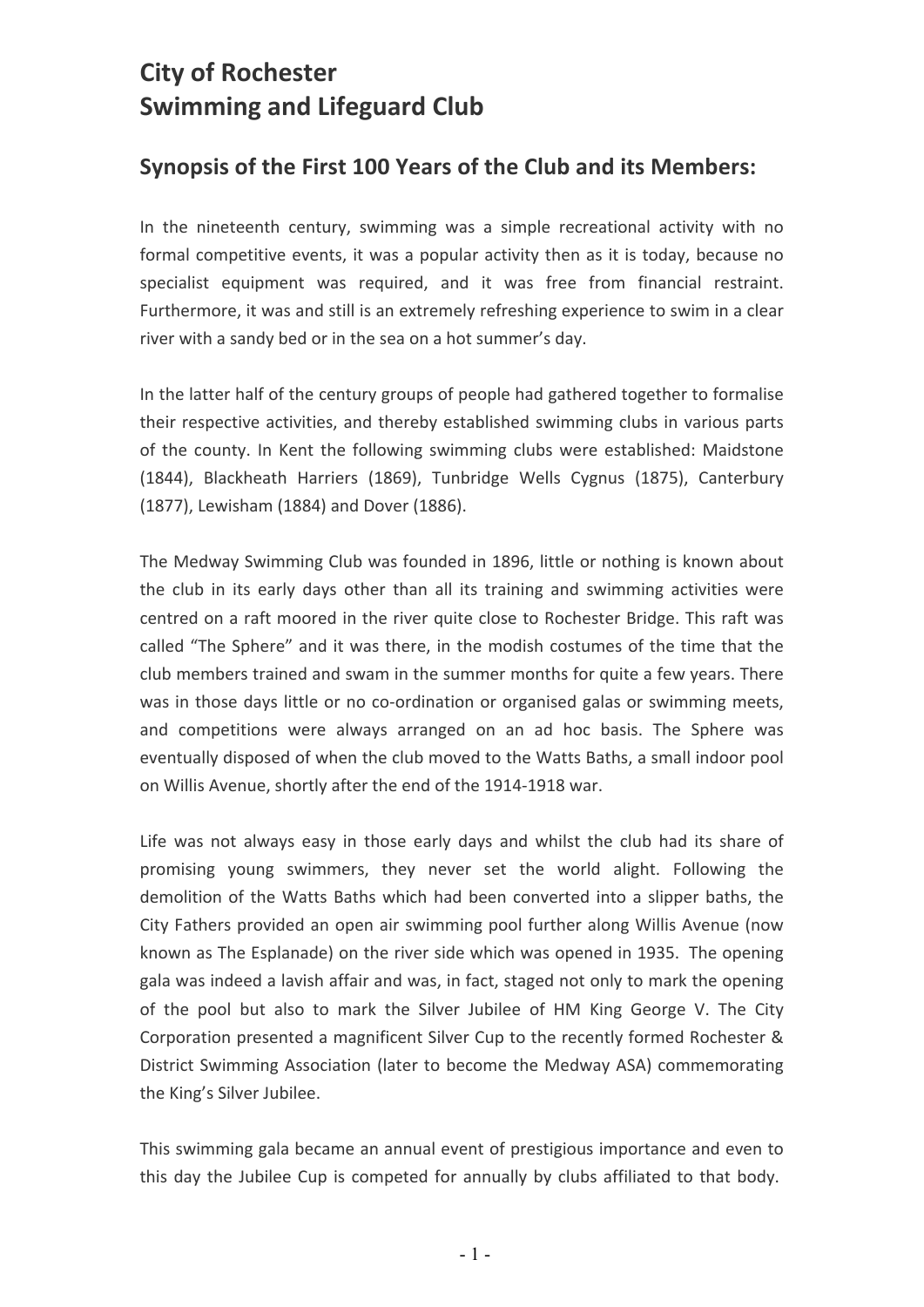# City of Rochester
# Swimming and Lifeguard Club

## Synopsis of the First 100 Years of the Club and its Members:

In the nineteenth century, swimming was a simple recreational activity with no formal competitive events, it was a popular activity then as it is today, because no specialist equipment was required, and it was free from financial restraint. Furthermore, it was and still is an extremely refreshing experience to swim in a clear river with a sandy bed or in the sea on a hot summer's day.

In the latter half of the century groups of people had gathered together to formalise their respective activities, and thereby established swimming clubs in various parts of the county. In Kent the following swimming clubs were established: Maidstone (1844), Blackheath Harriers (1869), Tunbridge Wells Cygnus (1875), Canterbury (1877), Lewisham (1884) and Dover (1886).

The Medway Swimming Club was founded in 1896, little or nothing is known about the club in its early days other than all its training and swimming activities were centred on a raft moored in the river quite close to Rochester Bridge. This raft was called "The Sphere" and it was there, in the modish costumes of the time that the club members trained and swam in the summer months for quite a few years. There was in those days little or no co-ordination or organised galas or swimming meets, and competitions were always arranged on an ad hoc basis. The Sphere was eventually disposed of when the club moved to the Watts Baths, a small indoor pool on Willis Avenue, shortly after the end of the 1914-1918 war.

Life was not always easy in those early days and whilst the club had its share of promising young swimmers, they never set the world alight. Following the demolition of the Watts Baths which had been converted into a slipper baths, the City Fathers provided an open air swimming pool further along Willis Avenue (now known as The Esplanade) on the river side which was opened in 1935. The opening gala was indeed a lavish affair and was, in fact, staged not only to mark the opening of the pool but also to mark the Silver Jubilee of HM King George V. The City Corporation presented a magnificent Silver Cup to the recently formed Rochester & District Swimming Association (later to become the Medway ASA) commemorating the King's Silver Jubilee.

This swimming gala became an annual event of prestigious importance and even to this day the Jubilee Cup is competed for annually by clubs affiliated to that body.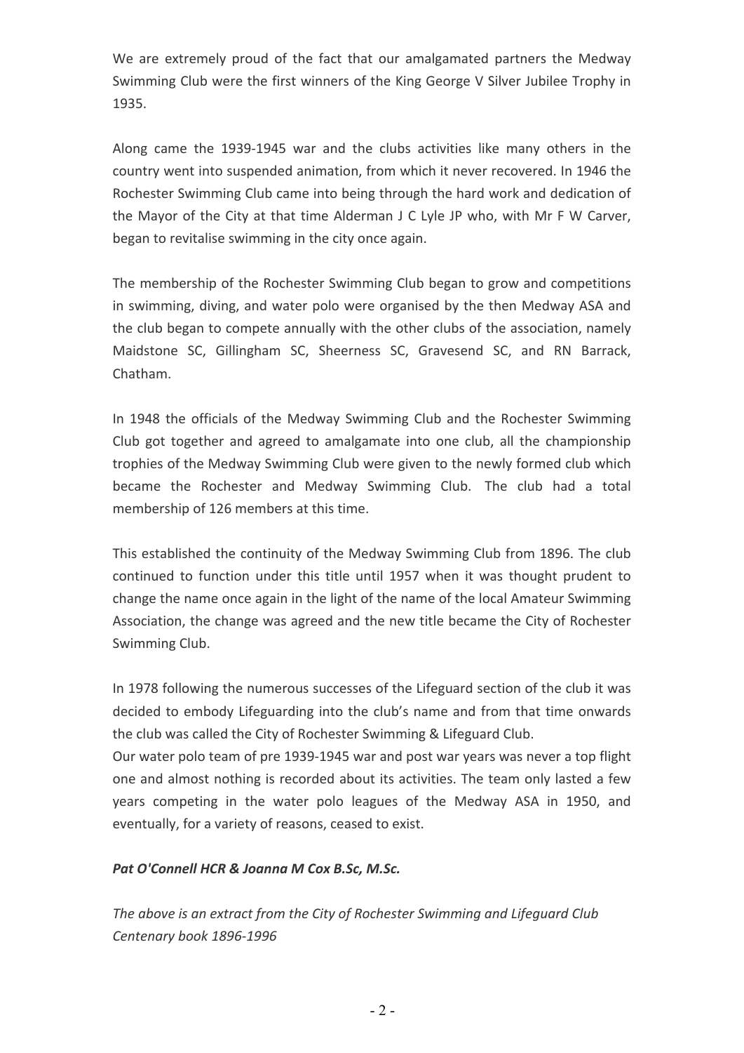We are extremely proud of the fact that our amalgamated partners the Medway Swimming Club were the first winners of the King George V Silver Jubilee Trophy in 1935.

Along came the 1939-1945 war and the clubs activities like many others in the country went into suspended animation, from which it never recovered. In 1946 the Rochester Swimming Club came into being through the hard work and dedication of the Mayor of the City at that time Alderman J C Lyle JP who, with Mr F W Carver, began to revitalise swimming in the city once again.

The membership of the Rochester Swimming Club began to grow and competitions in swimming, diving, and water polo were organised by the then Medway ASA and the club began to compete annually with the other clubs of the association, namely Maidstone SC, Gillingham SC, Sheerness SC, Gravesend SC, and RN Barrack, Chatham.

In 1948 the officials of the Medway Swimming Club and the Rochester Swimming Club got together and agreed to amalgamate into one club, all the championship trophies of the Medway Swimming Club were given to the newly formed club which became the Rochester and Medway Swimming Club. The club had a total membership of 126 members at this time.

This established the continuity of the Medway Swimming Club from 1896. The club continued to function under this title until 1957 when it was thought prudent to change the name once again in the light of the name of the local Amateur Swimming Association, the change was agreed and the new title became the City of Rochester Swimming Club.

In 1978 following the numerous successes of the Lifeguard section of the club it was decided to embody Lifeguarding into the club's name and from that time onwards the club was called the City of Rochester Swimming & Lifeguard Club.
Our water polo team of pre 1939-1945 war and post war years was never a top flight one and almost nothing is recorded about its activities. The team only lasted a few years competing in the water polo leagues of the Medway ASA in 1950, and eventually, for a variety of reasons, ceased to exist.

***Pat O'Connell HCR & Joanna M Cox B.Sc, M.Sc.***

*The above is an extract from the City of Rochester Swimming and Lifeguard Club Centenary book 1896-1996*